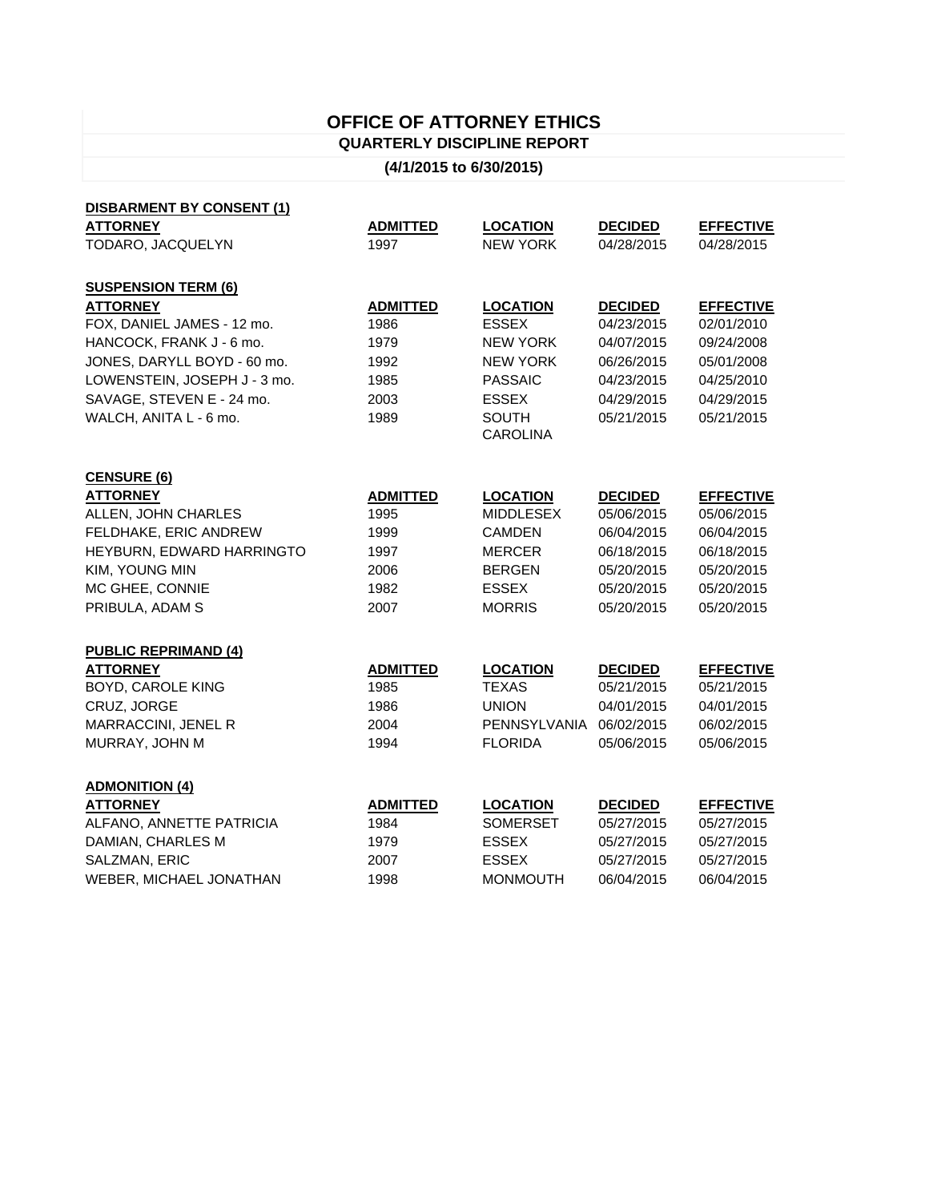# OFFICE OF ATTORNEY ETHICS

## QUARTERLY DISCIPLINE REPORT

### (4/1/2015 to 6/30/2015)

**DISBARMENT BY CONSENT (1)**

| ATTORNEY | ADMITTED | LOCATION | DECIDED | EFFECTIVE |
|---|---|---|---|---|
| TODARO, JACQUELYN | 1997 | NEW YORK | 04/28/2015 | 04/28/2015 |

**SUSPENSION TERM (6)**

| ATTORNEY | ADMITTED | LOCATION | DECIDED | EFFECTIVE |
|---|---|---|---|---|
| FOX, DANIEL JAMES - 12 mo. | 1986 | ESSEX | 04/23/2015 | 02/01/2010 |
| HANCOCK, FRANK J - 6 mo. | 1979 | NEW YORK | 04/07/2015 | 09/24/2008 |
| JONES, DARYLL BOYD - 60 mo. | 1992 | NEW YORK | 06/26/2015 | 05/01/2008 |
| LOWENSTEIN, JOSEPH J - 3 mo. | 1985 | PASSAIC | 04/23/2015 | 04/25/2010 |
| SAVAGE, STEVEN E - 24 mo. | 2003 | ESSEX | 04/29/2015 | 04/29/2015 |
| WALCH, ANITA L - 6 mo. | 1989 | SOUTH CAROLINA | 05/21/2015 | 05/21/2015 |

**CENSURE (6)**

| ATTORNEY | ADMITTED | LOCATION | DECIDED | EFFECTIVE |
|---|---|---|---|---|
| ALLEN, JOHN CHARLES | 1995 | MIDDLESEX | 05/06/2015 | 05/06/2015 |
| FELDHAKE, ERIC ANDREW | 1999 | CAMDEN | 06/04/2015 | 06/04/2015 |
| HEYBURN, EDWARD HARRINGTO | 1997 | MERCER | 06/18/2015 | 06/18/2015 |
| KIM, YOUNG MIN | 2006 | BERGEN | 05/20/2015 | 05/20/2015 |
| MC GHEE, CONNIE | 1982 | ESSEX | 05/20/2015 | 05/20/2015 |
| PRIBULA, ADAM S | 2007 | MORRIS | 05/20/2015 | 05/20/2015 |

**PUBLIC REPRIMAND (4)**

| ATTORNEY | ADMITTED | LOCATION | DECIDED | EFFECTIVE |
|---|---|---|---|---|
| BOYD, CAROLE KING | 1985 | TEXAS | 05/21/2015 | 05/21/2015 |
| CRUZ, JORGE | 1986 | UNION | 04/01/2015 | 04/01/2015 |
| MARRACCINI, JENEL R | 2004 | PENNSYLVANIA | 06/02/2015 | 06/02/2015 |
| MURRAY, JOHN M | 1994 | FLORIDA | 05/06/2015 | 05/06/2015 |

**ADMONITION (4)**

| ATTORNEY | ADMITTED | LOCATION | DECIDED | EFFECTIVE |
|---|---|---|---|---|
| ALFANO, ANNETTE PATRICIA | 1984 | SOMERSET | 05/27/2015 | 05/27/2015 |
| DAMIAN, CHARLES M | 1979 | ESSEX | 05/27/2015 | 05/27/2015 |
| SALZMAN, ERIC | 2007 | ESSEX | 05/27/2015 | 05/27/2015 |
| WEBER, MICHAEL JONATHAN | 1998 | MONMOUTH | 06/04/2015 | 06/04/2015 |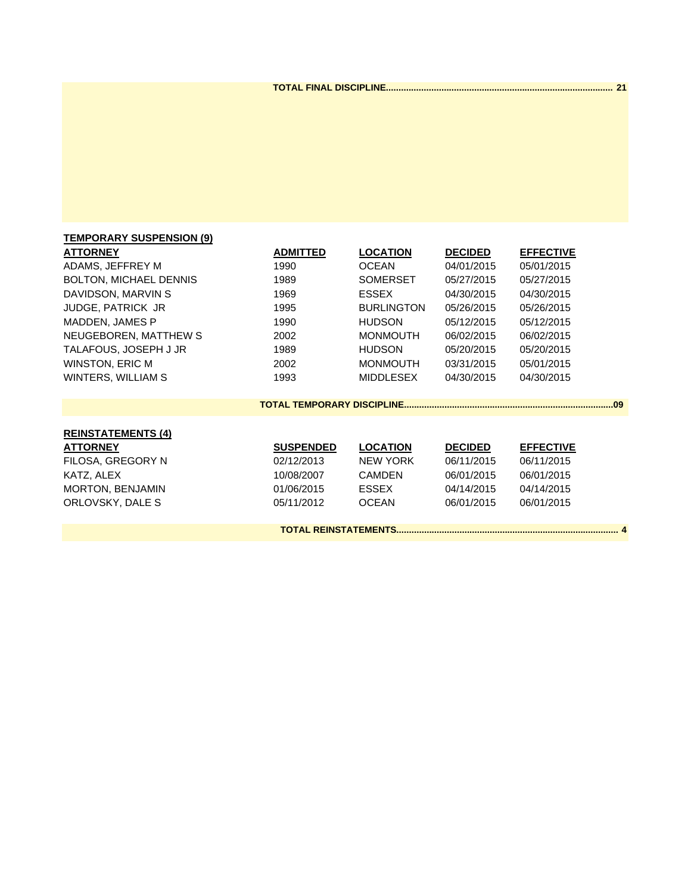**TOTAL FINAL DISCIPLINE........................................................................................ 21**

**TEMPORARY SUSPENSION (9)**

| ATTORNEY | ADMITTED | LOCATION | DECIDED | EFFECTIVE |
|---|---|---|---|---|
| ADAMS, JEFFREY M | 1990 | OCEAN | 04/01/2015 | 05/01/2015 |
| BOLTON, MICHAEL DENNIS | 1989 | SOMERSET | 05/27/2015 | 05/27/2015 |
| DAVIDSON, MARVIN S | 1969 | ESSEX | 04/30/2015 | 04/30/2015 |
| JUDGE, PATRICK JR | 1995 | BURLINGTON | 05/26/2015 | 05/26/2015 |
| MADDEN, JAMES P | 1990 | HUDSON | 05/12/2015 | 05/12/2015 |
| NEUGEBOREN, MATTHEW S | 2002 | MONMOUTH | 06/02/2015 | 06/02/2015 |
| TALAFOUS, JOSEPH J JR | 1989 | HUDSON | 05/20/2015 | 05/20/2015 |
| WINSTON, ERIC M | 2002 | MONMOUTH | 03/31/2015 | 05/01/2015 |
| WINTERS, WILLIAM S | 1993 | MIDDLESEX | 04/30/2015 | 04/30/2015 |

**TOTAL TEMPORARY DISCIPLINE..................................................................................09**

**REINSTATEMENTS (4)**

| ATTORNEY | SUSPENDED | LOCATION | DECIDED | EFFECTIVE |
|---|---|---|---|---|
| FILOSA, GREGORY N | 02/12/2013 | NEW YORK | 06/11/2015 | 06/11/2015 |
| KATZ, ALEX | 10/08/2007 | CAMDEN | 06/01/2015 | 06/01/2015 |
| MORTON, BENJAMIN | 01/06/2015 | ESSEX | 04/14/2015 | 04/14/2015 |
| ORLOVSKY, DALE S | 05/11/2012 | OCEAN | 06/01/2015 | 06/01/2015 |

**TOTAL REINSTATEMENTS....................................................................................... 4**